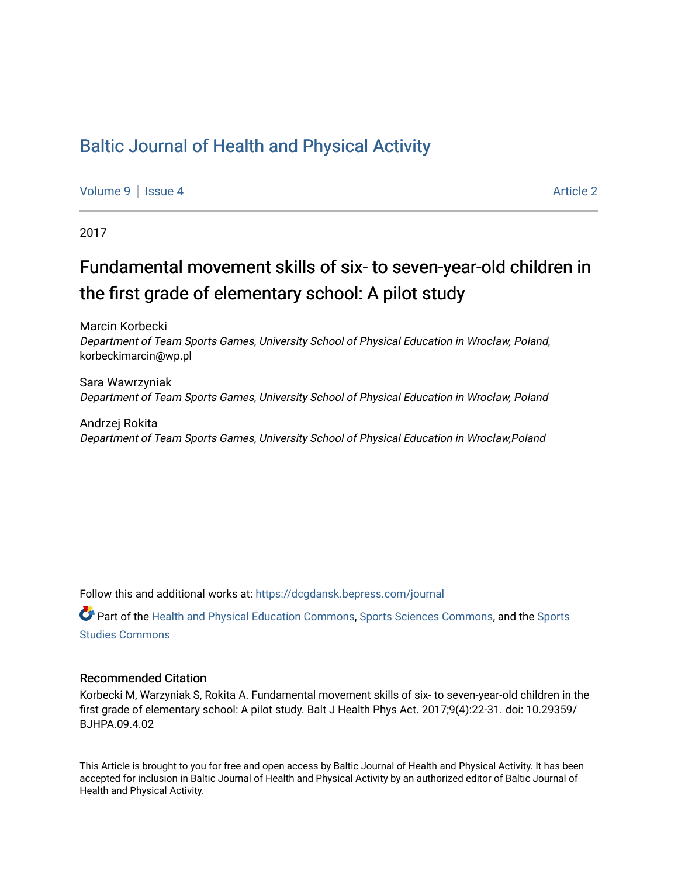# Baltic Journal of Health and Physical Activity

Volume 9 | Issue 4 Article 2

2017

## Fundamental movement skills of six- to seven-year-old children in the first grade of elementary school: A pilot study

Marcin Korbecki
*Department of Team Sports Games, University School of Physical Education in Wrocław, Poland*, korbeckimarcin@wp.pl

Sara Wawrzyniak
*Department of Team Sports Games, University School of Physical Education in Wrocław, Poland*

Andrzej Rokita
*Department of Team Sports Games, University School of Physical Education in Wrocław,Poland*

Follow this and additional works at: https://dcgdansk.bepress.com/journal

Part of the Health and Physical Education Commons, Sports Sciences Commons, and the Sports Studies Commons

### Recommended Citation

Korbecki M, Warzyniak S, Rokita A. Fundamental movement skills of six- to seven-year-old children in the first grade of elementary school: A pilot study. Balt J Health Phys Act. 2017;9(4):22-31. doi: 10.29359/BJHPA.09.4.02

This Article is brought to you for free and open access by Baltic Journal of Health and Physical Activity. It has been accepted for inclusion in Baltic Journal of Health and Physical Activity by an authorized editor of Baltic Journal of Health and Physical Activity.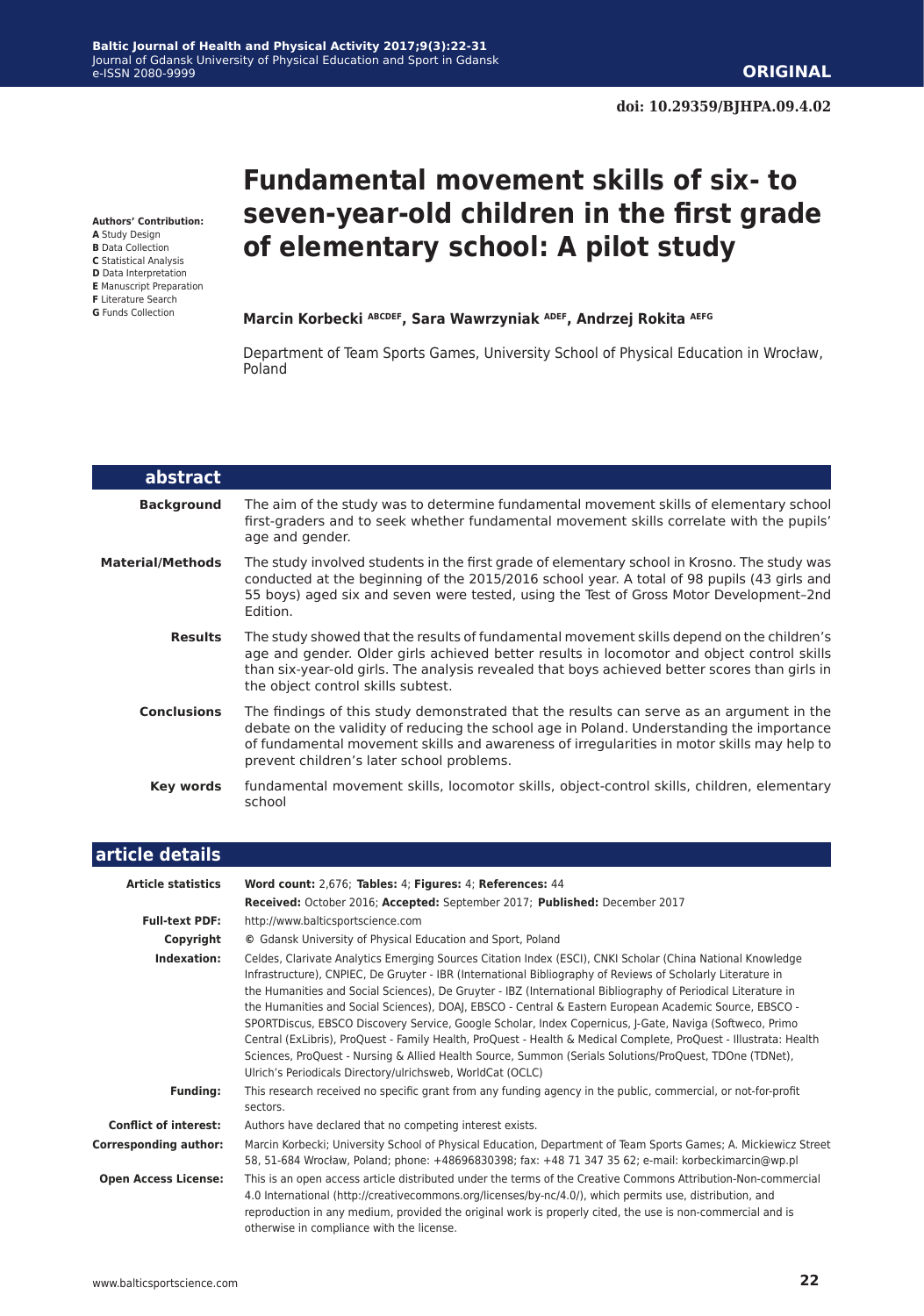**ORIGINAL**

**doi: 10.29359/BJHPA.09.4.02**

# Fundamental movement skills of six- to seven-year-old children in the first grade of elementary school: A pilot study

**Authors' Contribution:**
**A** Study Design
**B** Data Collection
**C** Statistical Analysis
**D** Data Interpretation
**E** Manuscript Preparation
**F** Literature Search
**G** Funds Collection

**Marcin Korbecki** [ABCDEF], **Sara Wawrzyniak** [ADEF], **Andrzej Rokita** [AEFG]

Department of Team Sports Games, University School of Physical Education in Wrocław, Poland

## abstract

**Background**
The aim of the study was to determine fundamental movement skills of elementary school first-graders and to seek whether fundamental movement skills correlate with the pupils' age and gender.

**Material/Methods**
The study involved students in the first grade of elementary school in Krosno. The study was conducted at the beginning of the 2015/2016 school year. A total of 98 pupils (43 girls and 55 boys) aged six and seven were tested, using the Test of Gross Motor Development–2nd Edition.

**Results**
The study showed that the results of fundamental movement skills depend on the children's age and gender. Older girls achieved better results in locomotor and object control skills than six-year-old girls. The analysis revealed that boys achieved better scores than girls in the object control skills subtest.

**Conclusions**
The findings of this study demonstrated that the results can serve as an argument in the debate on the validity of reducing the school age in Poland. Understanding the importance of fundamental movement skills and awareness of irregularities in motor skills may help to prevent children's later school problems.

**Key words**
fundamental movement skills, locomotor skills, object-control skills, children, elementary school

## article details

**Article statistics**
**Word count:** 2,676; **Tables:** 4; **Figures:** 4; **References:** 44
**Received:** October 2016; **Accepted:** September 2017; **Published:** December 2017

**Full-text PDF:** http://www.balticsportscience.com

**Copyright** © Gdansk University of Physical Education and Sport, Poland

**Indexation:** Celdes, Clarivate Analytics Emerging Sources Citation Index (ESCI), CNKI Scholar (China National Knowledge Infrastructure), CNPIEC, De Gruyter - IBR (International Bibliography of Reviews of Scholarly Literature in the Humanities and Social Sciences), De Gruyter - IBZ (International Bibliography of Periodical Literature in the Humanities and Social Sciences), DOAJ, EBSCO - Central & Eastern European Academic Source, EBSCO - SPORTDiscus, EBSCO Discovery Service, Google Scholar, Index Copernicus, J-Gate, Naviga (Softweco, Primo Central (ExLibris), ProQuest - Family Health, ProQuest - Health & Medical Complete, ProQuest - Illustrata: Health Sciences, ProQuest - Nursing & Allied Health Source, Summon (Serials Solutions/ProQuest, TDOne (TDNet), Ulrich's Periodicals Directory/ulrichsweb, WorldCat (OCLC)

**Funding:** This research received no specific grant from any funding agency in the public, commercial, or not-for-profit sectors.

**Conflict of interest:** Authors have declared that no competing interest exists.

**Corresponding author:** Marcin Korbecki; University School of Physical Education, Department of Team Sports Games; A. Mickiewicz Street 58, 51-684 Wrocław, Poland; phone: +48696830398; fax: +48 71 347 35 62; e-mail: korbeckimarcin@wp.pl

**Open Access License:** This is an open access article distributed under the terms of the Creative Commons Attribution-Non-commercial 4.0 International (http://creativecommons.org/licenses/by-nc/4.0/), which permits use, distribution, and reproduction in any medium, provided the original work is properly cited, the use is non-commercial and is otherwise in compliance with the license.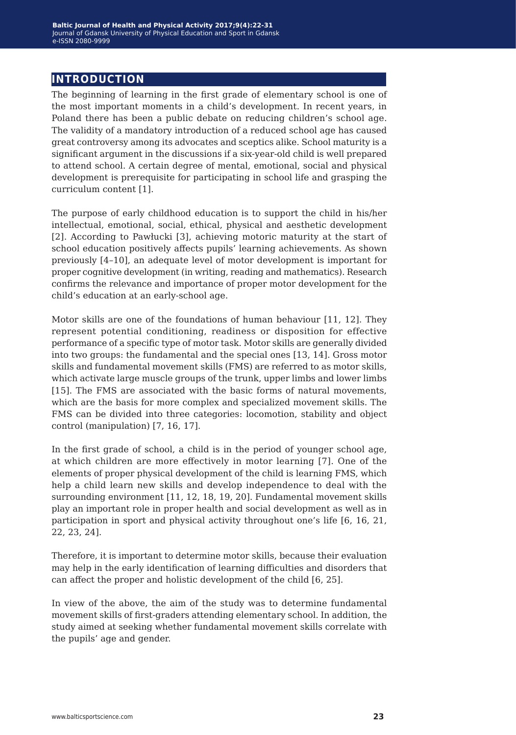## INTRODUCTION

The beginning of learning in the first grade of elementary school is one of the most important moments in a child's development. In recent years, in Poland there has been a public debate on reducing children's school age. The validity of a mandatory introduction of a reduced school age has caused great controversy among its advocates and sceptics alike. School maturity is a significant argument in the discussions if a six-year-old child is well prepared to attend school. A certain degree of mental, emotional, social and physical development is prerequisite for participating in school life and grasping the curriculum content [1].

The purpose of early childhood education is to support the child in his/her intellectual, emotional, social, ethical, physical and aesthetic development [2]. According to Pawłucki [3], achieving motoric maturity at the start of school education positively affects pupils' learning achievements. As shown previously [4–10], an adequate level of motor development is important for proper cognitive development (in writing, reading and mathematics). Research confirms the relevance and importance of proper motor development for the child's education at an early-school age.

Motor skills are one of the foundations of human behaviour [11, 12]. They represent potential conditioning, readiness or disposition for effective performance of a specific type of motor task. Motor skills are generally divided into two groups: the fundamental and the special ones [13, 14]. Gross motor skills and fundamental movement skills (FMS) are referred to as motor skills, which activate large muscle groups of the trunk, upper limbs and lower limbs [15]. The FMS are associated with the basic forms of natural movements, which are the basis for more complex and specialized movement skills. The FMS can be divided into three categories: locomotion, stability and object control (manipulation) [7, 16, 17].

In the first grade of school, a child is in the period of younger school age, at which children are more effectively in motor learning [7]. One of the elements of proper physical development of the child is learning FMS, which help a child learn new skills and develop independence to deal with the surrounding environment [11, 12, 18, 19, 20]. Fundamental movement skills play an important role in proper health and social development as well as in participation in sport and physical activity throughout one's life [6, 16, 21, 22, 23, 24].

Therefore, it is important to determine motor skills, because their evaluation may help in the early identification of learning difficulties and disorders that can affect the proper and holistic development of the child [6, 25].

In view of the above, the aim of the study was to determine fundamental movement skills of first-graders attending elementary school. In addition, the study aimed at seeking whether fundamental movement skills correlate with the pupils' age and gender.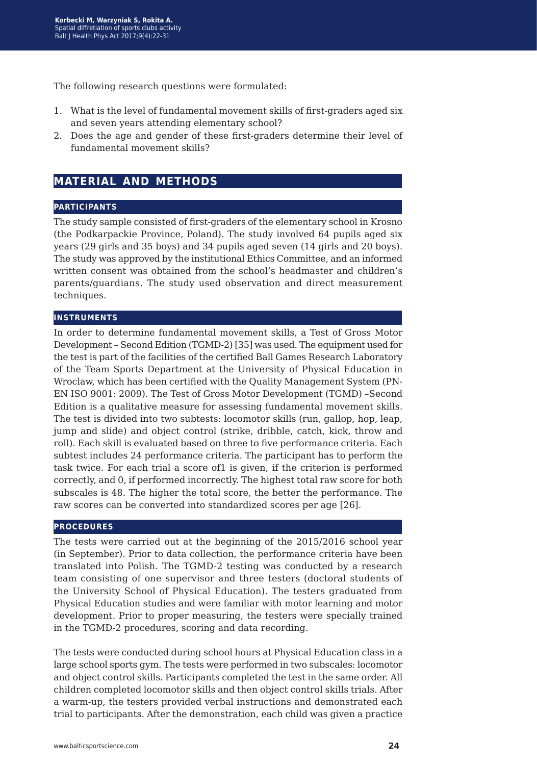The following research questions were formulated:

1. What is the level of fundamental movement skills of first-graders aged six and seven years attending elementary school?
2. Does the age and gender of these first-graders determine their level of fundamental movement skills?

## MATERIAL AND METHODS

### PARTICIPANTS

The study sample consisted of first-graders of the elementary school in Krosno (the Podkarpackie Province, Poland). The study involved 64 pupils aged six years (29 girls and 35 boys) and 34 pupils aged seven (14 girls and 20 boys). The study was approved by the institutional Ethics Committee, and an informed written consent was obtained from the school's headmaster and children's parents/guardians. The study used observation and direct measurement techniques.

### INSTRUMENTS

In order to determine fundamental movement skills, a Test of Gross Motor Development – Second Edition (TGMD-2) [35] was used. The equipment used for the test is part of the facilities of the certified Ball Games Research Laboratory of the Team Sports Department at the University of Physical Education in Wroclaw, which has been certified with the Quality Management System (PN-EN ISO 9001: 2009). The Test of Gross Motor Development (TGMD) –Second Edition is a qualitative measure for assessing fundamental movement skills. The test is divided into two subtests: locomotor skills (run, gallop, hop, leap, jump and slide) and object control (strike, dribble, catch, kick, throw and roll). Each skill is evaluated based on three to five performance criteria. Each subtest includes 24 performance criteria. The participant has to perform the task twice. For each trial a score of1 is given, if the criterion is performed correctly, and 0, if performed incorrectly. The highest total raw score for both subscales is 48. The higher the total score, the better the performance. The raw scores can be converted into standardized scores per age [26].

### PROCEDURES

The tests were carried out at the beginning of the 2015/2016 school year (in September). Prior to data collection, the performance criteria have been translated into Polish. The TGMD-2 testing was conducted by a research team consisting of one supervisor and three testers (doctoral students of the University School of Physical Education). The testers graduated from Physical Education studies and were familiar with motor learning and motor development. Prior to proper measuring, the testers were specially trained in the TGMD-2 procedures, scoring and data recording.

The tests were conducted during school hours at Physical Education class in a large school sports gym. The tests were performed in two subscales: locomotor and object control skills. Participants completed the test in the same order. All children completed locomotor skills and then object control skills trials. After a warm-up, the testers provided verbal instructions and demonstrated each trial to participants. After the demonstration, each child was given a practice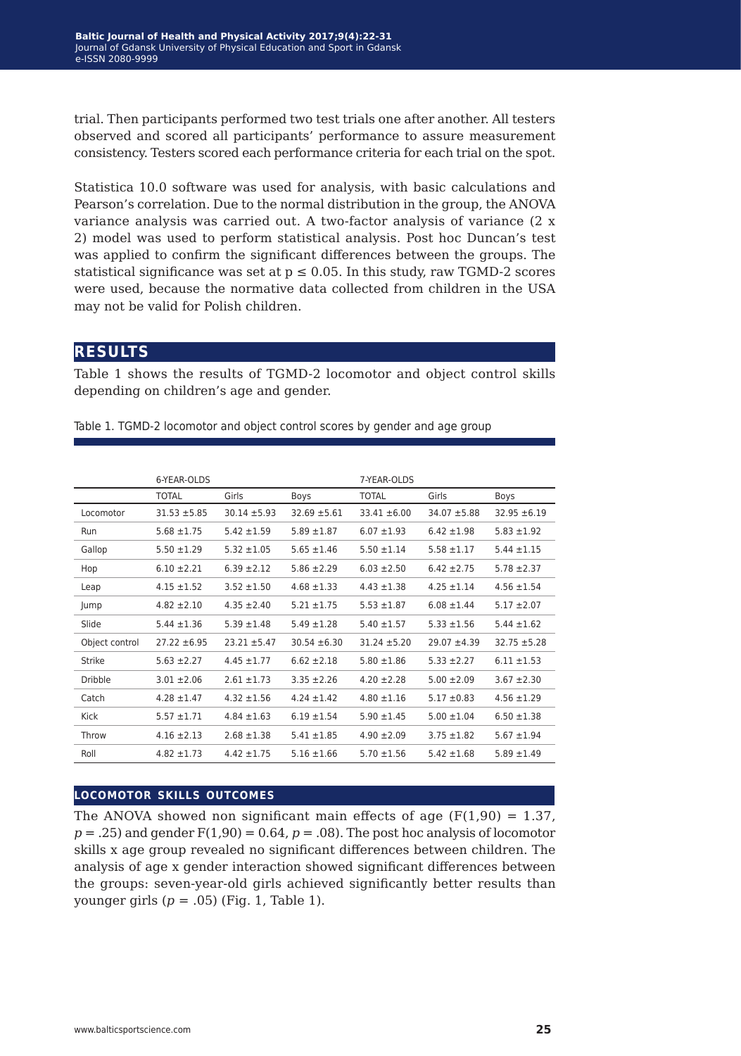trial. Then participants performed two test trials one after another. All testers observed and scored all participants' performance to assure measurement consistency. Testers scored each performance criteria for each trial on the spot.

Statistica 10.0 software was used for analysis, with basic calculations and Pearson's correlation. Due to the normal distribution in the group, the ANOVA variance analysis was carried out. A two-factor analysis of variance (2 x 2) model was used to perform statistical analysis. Post hoc Duncan's test was applied to confirm the significant differences between the groups. The statistical significance was set at $p \leq 0.05$. In this study, raw TGMD-2 scores were used, because the normative data collected from children in the USA may not be valid for Polish children.

## RESULTS

Table 1 shows the results of TGMD-2 locomotor and object control skills depending on children's age and gender.

Table 1. TGMD-2 locomotor and object control scores by gender and age group

| | 6-YEAR-OLDS | | | 7-YEAR-OLDS | | |
|---|---|---|---|---|---|---|
| | TOTAL | Girls | Boys | TOTAL | Girls | Boys |
| Locomotor | 31.53 ±5.85 | 30.14 ±5.93 | 32.69 ±5.61 | 33.41 ±6.00 | 34.07 ±5.88 | 32.95 ±6.19 |
| Run | 5.68 ±1.75 | 5.42 ±1.59 | 5.89 ±1.87 | 6.07 ±1.93 | 6.42 ±1.98 | 5.83 ±1.92 |
| Gallop | 5.50 ±1.29 | 5.32 ±1.05 | 5.65 ±1.46 | 5.50 ±1.14 | 5.58 ±1.17 | 5.44 ±1.15 |
| Hop | 6.10 ±2.21 | 6.39 ±2.12 | 5.86 ±2.29 | 6.03 ±2.50 | 6.42 ±2.75 | 5.78 ±2.37 |
| Leap | 4.15 ±1.52 | 3.52 ±1.50 | 4.68 ±1.33 | 4.43 ±1.38 | 4.25 ±1.14 | 4.56 ±1.54 |
| Jump | 4.82 ±2.10 | 4.35 ±2.40 | 5.21 ±1.75 | 5.53 ±1.87 | 6.08 ±1.44 | 5.17 ±2.07 |
| Slide | 5.44 ±1.36 | 5.39 ±1.48 | 5.49 ±1.28 | 5.40 ±1.57 | 5.33 ±1.56 | 5.44 ±1.62 |
| Object control | 27.22 ±6.95 | 23.21 ±5.47 | 30.54 ±6.30 | 31.24 ±5.20 | 29.07 ±4.39 | 32.75 ±5.28 |
| Strike | 5.63 ±2.27 | 4.45 ±1.77 | 6.62 ±2.18 | 5.80 ±1.86 | 5.33 ±2.27 | 6.11 ±1.53 |
| Dribble | 3.01 ±2.06 | 2.61 ±1.73 | 3.35 ±2.26 | 4.20 ±2.28 | 5.00 ±2.09 | 3.67 ±2.30 |
| Catch | 4.28 ±1.47 | 4.32 ±1.56 | 4.24 ±1.42 | 4.80 ±1.16 | 5.17 ±0.83 | 4.56 ±1.29 |
| Kick | 5.57 ±1.71 | 4.84 ±1.63 | 6.19 ±1.54 | 5.90 ±1.45 | 5.00 ±1.04 | 6.50 ±1.38 |
| Throw | 4.16 ±2.13 | 2.68 ±1.38 | 5.41 ±1.85 | 4.90 ±2.09 | 3.75 ±1.82 | 5.67 ±1.94 |
| Roll | 4.82 ±1.73 | 4.42 ±1.75 | 5.16 ±1.66 | 5.70 ±1.56 | 5.42 ±1.68 | 5.89 ±1.49 |

### LOCOMOTOR SKILLS OUTCOMES

The ANOVA showed non significant main effects of age ($F(1,90) = 1.37$, $p = .25$) and gender $F(1,90) = 0.64$, $p = .08$). The post hoc analysis of locomotor skills x age group revealed no significant differences between children. The analysis of age x gender interaction showed significant differences between the groups: seven-year-old girls achieved significantly better results than younger girls ($p = .05$) (Fig. 1, Table 1).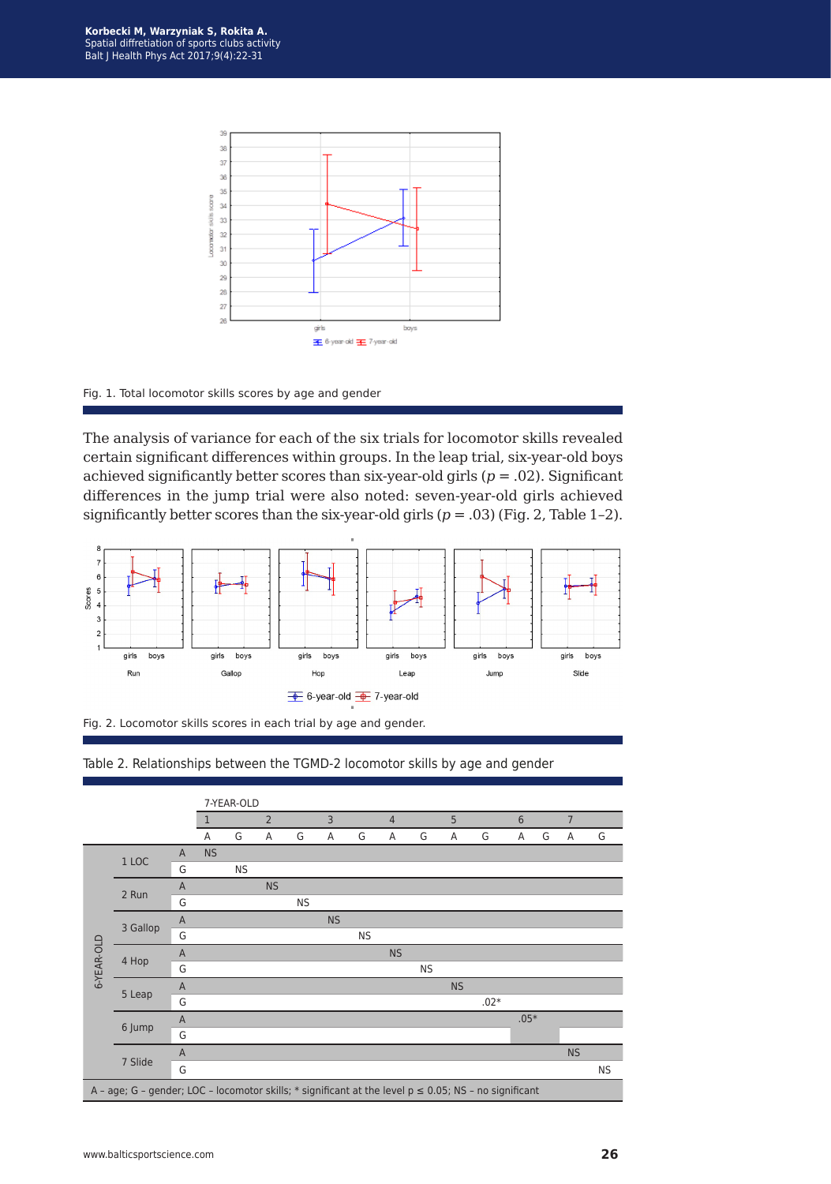39
38
37
36
35
34
33
32
31
30
29
28
27
26

Locomotor skills score

girls boys

6-year-old 7-year-old

Fig. 1. Total locomotor skills scores by age and gender

The analysis of variance for each of the six trials for locomotor skills revealed certain significant differences within groups. In the leap trial, six-year-old boys achieved significantly better scores than six-year-old girls ($p = .02$). Significant differences in the jump trial were also noted: seven-year-old girls achieved significantly better scores than the six-year-old girls ($p = .03$) (Fig. 2, Table 1–2).

8
7
6
5
4
3
2
1

Scores

girls boys girls boys girls boys girls boys girls boys girls boys

Run Gallop Hop Leap Jump Slide

6-year-old 7-year-old

Fig. 2. Locomotor skills scores in each trial by age and gender.

Table 2. Relationships between the TGMD-2 locomotor skills by age and gender

| | | | 7-YEAR-OLD | | | | | | | | | | | | | |
|---|---|---|---|---|---|---|---|---|---|---|---|---|---|---|---|---|
| | | | 1 | | 2 | | 3 | | 4 | | 5 | | 6 | | 7 | |
| | | | A | G | A | G | A | G | A | G | A | G | A | G | A | G |
| 6-YEAR-OLD | 1 LOC | A | NS | | | | | | | | | | | | | |
| | | G | | NS | | | | | | | | | | | | |
| | 2 Run | A | | | NS | | | | | | | | | | | |
| | | G | | | | NS | | | | | | | | | | |
| | 3 Gallop | A | | | | | NS | | | | | | | | | |
| | | G | | | | | | NS | | | | | | | | |
| | 4 Hop | A | | | | | | | NS | | | | | | | |
| | | G | | | | | | | | NS | | | | | | |
| | 5 Leap | A | | | | | | | | | NS | | | | | |
| | | G | | | | | | | | | | .02* | | | | |
| | 6 Jump | A | | | | | | | | | | | .05* | | | |
| | | G | | | | | | | | | | | | | | |
| | 7 Slide | A | | | | | | | | | | | | | NS | |
| | | G | | | | | | | | | | | | | | NS |

A – age; G – gender; LOC – locomotor skills; * significant at the level p ≤ 0.05; NS – no significant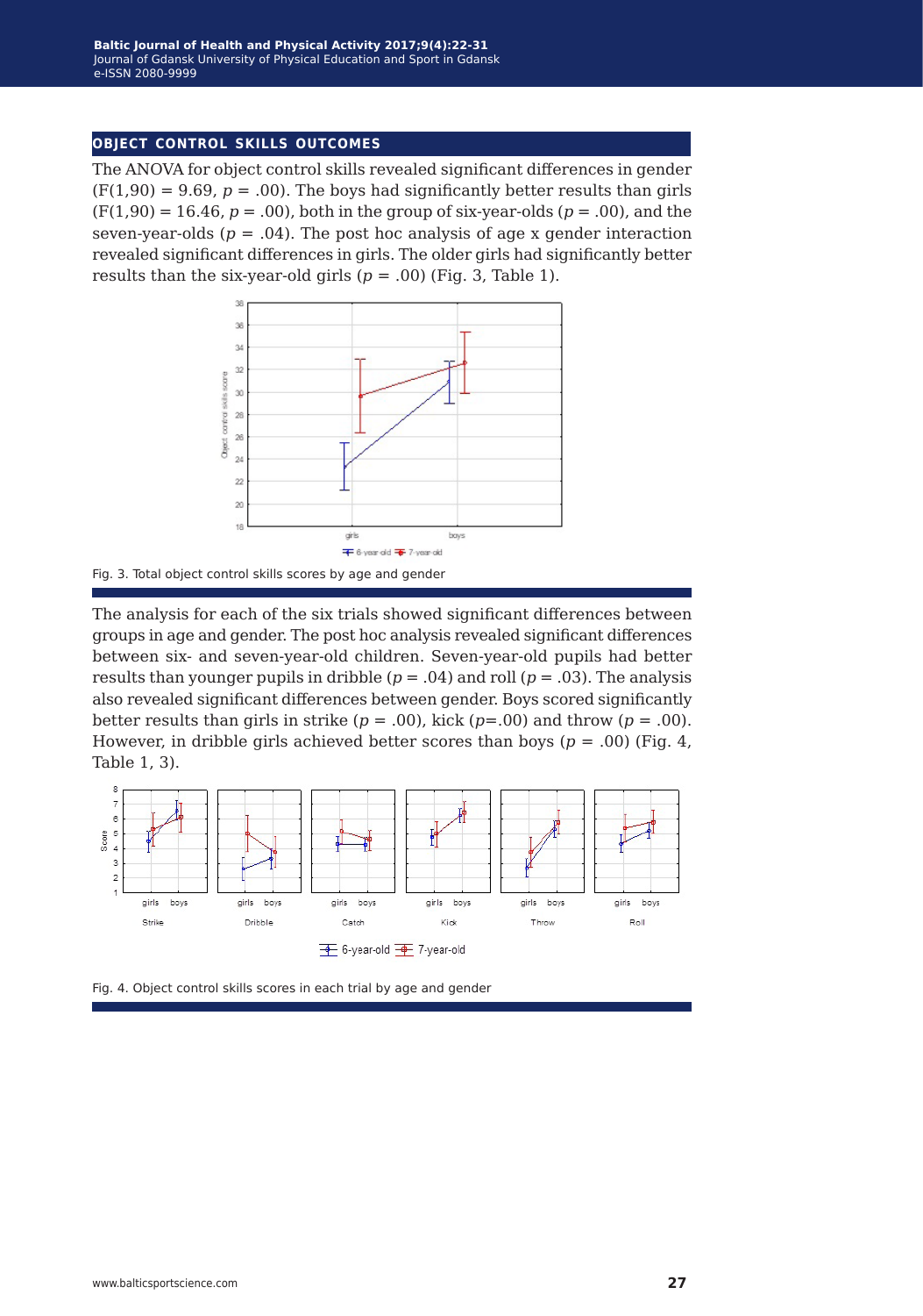## OBJECT CONTROL SKILLS OUTCOMES

The ANOVA for object control skills revealed significant differences in gender ($F(1,90) = 9.69$, $p = .00$). The boys had significantly better results than girls ($F(1,90) = 16.46$, $p = .00$), both in the group of six-year-olds ($p = .00$), and the seven-year-olds ($p = .04$). The post hoc analysis of age x gender interaction revealed significant differences in girls. The older girls had significantly better results than the six-year-old girls ($p = .00$) (Fig. 3, Table 1).

38
36
34
32
30
28
26
24
22
20
18

Object control skills score

girls
boys

6-year-old 7-year-old

Fig. 3. Total object control skills scores by age and gender

The analysis for each of the six trials showed significant differences between groups in age and gender. The post hoc analysis revealed significant differences between six- and seven-year-old children. Seven-year-old pupils had better results than younger pupils in dribble ($p = .04$) and roll ($p = .03$). The analysis also revealed significant differences between gender. Boys scored significantly better results than girls in strike ($p = .00$), kick ($p$=.00) and throw ($p = .00$). However, in dribble girls achieved better scores than boys ($p = .00$) (Fig. 4, Table 1, 3).

8
7
6
5
4
3
2
1

Score

girls boys
Strike

girls boys
Dribble

girls boys
Catch

girls boys
Kick

girls boys
Throw

girls boys
Roll

6-year-old 7-year-old

Fig. 4. Object control skills scores in each trial by age and gender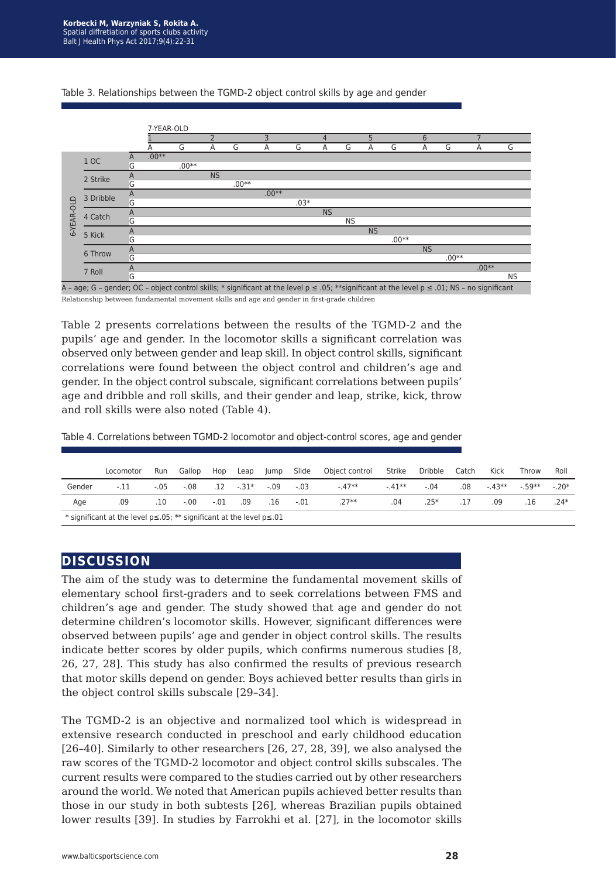Table 3. Relationships between the TGMD-2 object control skills by age and gender

| | | | 7-YEAR-OLD | | | | | | | | | | | | | |
|---|---|---|---|---|---|---|---|---|---|---|---|---|---|---|---|---|
| | | | 1 | | 2 | | 3 | | 4 | | 5 | | 6 | | 7 | |
| | | | A | G | A | G | A | G | A | G | A | G | A | G | A | G |
| 6-YEAR-OLD | 1 OC | A | .00** | | | | | | | | | | | | | |
| | | G | | .00** | | | | | | | | | | | | |
| | 2 Strike | A | | | NS | | | | | | | | | | | |
| | | G | | | | .00** | | | | | | | | | | |
| | 3 Dribble | A | | | | | .00** | | | | | | | | | |
| | | G | | | | | | .03* | | | | | | | | |
| | 4 Catch | A | | | | | | | NS | | | | | | | |
| | | G | | | | | | | | NS | | | | | | |
| | 5 Kick | A | | | | | | | | | NS | | | | | |
| | | G | | | | | | | | | | .00** | | | | |
| | 6 Throw | A | | | | | | | | | | | NS | | | |
| | | G | | | | | | | | | | | | .00** | | |
| | 7 Roll | A | | | | | | | | | | | | | .00** | |
| | | G | | | | | | | | | | | | | | NS |

A – age; G – gender; OC – object control skills; * significant at the level p ≤ .05; **significant at the level p ≤ .01; NS – no significant

Relationship between fundamental movement skills and age and gender in first-grade children

Table 2 presents correlations between the results of the TGMD-2 and the pupils' age and gender. In the locomotor skills a significant correlation was observed only between gender and leap skill. In object control skills, significant correlations were found between the object control and children's age and gender. In the object control subscale, significant correlations between pupils' age and dribble and roll skills, and their gender and leap, strike, kick, throw and roll skills were also noted (Table 4).

Table 4. Correlations between TGMD-2 locomotor and object-control scores, age and gender

| | Locomotor | Run | Gallop | Hop | Leap | Jump | Slide | Object control | Strike | Dribble | Catch | Kick | Throw | Roll |
|---|---|---|---|---|---|---|---|---|---|---|---|---|---|---|
| Gender | -.11 | -.05 | -.08 | .12 | -.31* | -.09 | -.03 | -.47** | -.41** | -.04 | .08 | -.43** | -.59** | -.20* |
| Age | .09 | .10 | -.00 | -.01 | .09 | .16 | -.01 | .27** | .04 | .25* | .17 | .09 | .16 | .24* |

* significant at the level p≤.05; ** significant at the level p≤.01

## DISCUSSION

The aim of the study was to determine the fundamental movement skills of elementary school first-graders and to seek correlations between FMS and children's age and gender. The study showed that age and gender do not determine children's locomotor skills. However, significant differences were observed between pupils' age and gender in object control skills. The results indicate better scores by older pupils, which confirms numerous studies [8, 26, 27, 28]. This study has also confirmed the results of previous research that motor skills depend on gender. Boys achieved better results than girls in the object control skills subscale [29–34].

The TGMD-2 is an objective and normalized tool which is widespread in extensive research conducted in preschool and early childhood education [26–40]. Similarly to other researchers [26, 27, 28, 39], we also analysed the raw scores of the TGMD-2 locomotor and object control skills subscales. The current results were compared to the studies carried out by other researchers around the world. We noted that American pupils achieved better results than those in our study in both subtests [26], whereas Brazilian pupils obtained lower results [39]. In studies by Farrokhi et al. [27], in the locomotor skills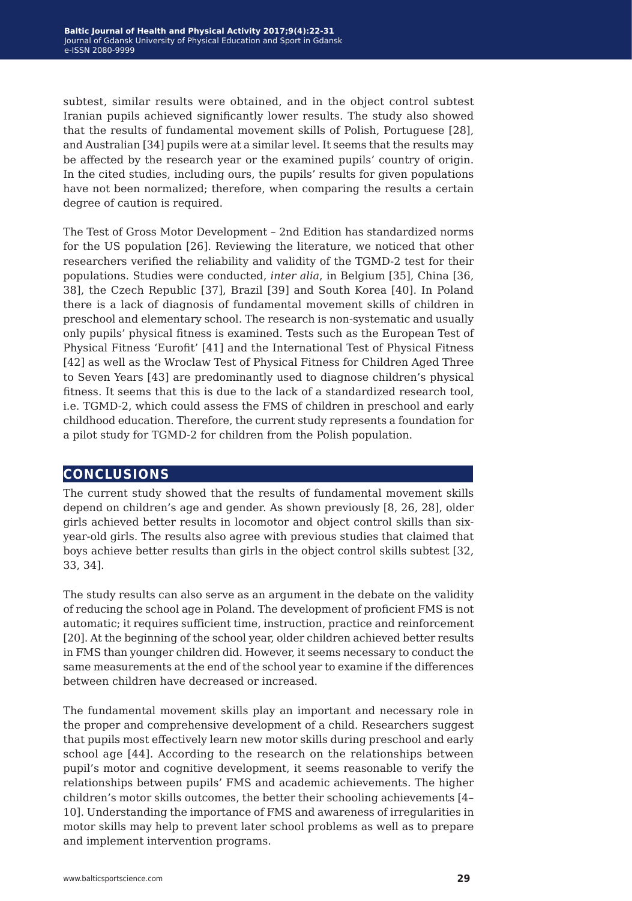subtest, similar results were obtained, and in the object control subtest Iranian pupils achieved significantly lower results. The study also showed that the results of fundamental movement skills of Polish, Portuguese [28], and Australian [34] pupils were at a similar level. It seems that the results may be affected by the research year or the examined pupils' country of origin. In the cited studies, including ours, the pupils' results for given populations have not been normalized; therefore, when comparing the results a certain degree of caution is required.

The Test of Gross Motor Development – 2nd Edition has standardized norms for the US population [26]. Reviewing the literature, we noticed that other researchers verified the reliability and validity of the TGMD-2 test for their populations. Studies were conducted, *inter alia*, in Belgium [35], China [36, 38], the Czech Republic [37], Brazil [39] and South Korea [40]. In Poland there is a lack of diagnosis of fundamental movement skills of children in preschool and elementary school. The research is non-systematic and usually only pupils' physical fitness is examined. Tests such as the European Test of Physical Fitness 'Eurofit' [41] and the International Test of Physical Fitness [42] as well as the Wroclaw Test of Physical Fitness for Children Aged Three to Seven Years [43] are predominantly used to diagnose children's physical fitness. It seems that this is due to the lack of a standardized research tool, i.e. TGMD-2, which could assess the FMS of children in preschool and early childhood education. Therefore, the current study represents a foundation for a pilot study for TGMD-2 for children from the Polish population.

## CONCLUSIONS

The current study showed that the results of fundamental movement skills depend on children's age and gender. As shown previously [8, 26, 28], older girls achieved better results in locomotor and object control skills than six-year-old girls. The results also agree with previous studies that claimed that boys achieve better results than girls in the object control skills subtest [32, 33, 34].

The study results can also serve as an argument in the debate on the validity of reducing the school age in Poland. The development of proficient FMS is not automatic; it requires sufficient time, instruction, practice and reinforcement [20]. At the beginning of the school year, older children achieved better results in FMS than younger children did. However, it seems necessary to conduct the same measurements at the end of the school year to examine if the differences between children have decreased or increased.

The fundamental movement skills play an important and necessary role in the proper and comprehensive development of a child. Researchers suggest that pupils most effectively learn new motor skills during preschool and early school age [44]. According to the research on the relationships between pupil's motor and cognitive development, it seems reasonable to verify the relationships between pupils' FMS and academic achievements. The higher children's motor skills outcomes, the better their schooling achievements [4–10]. Understanding the importance of FMS and awareness of irregularities in motor skills may help to prevent later school problems as well as to prepare and implement intervention programs.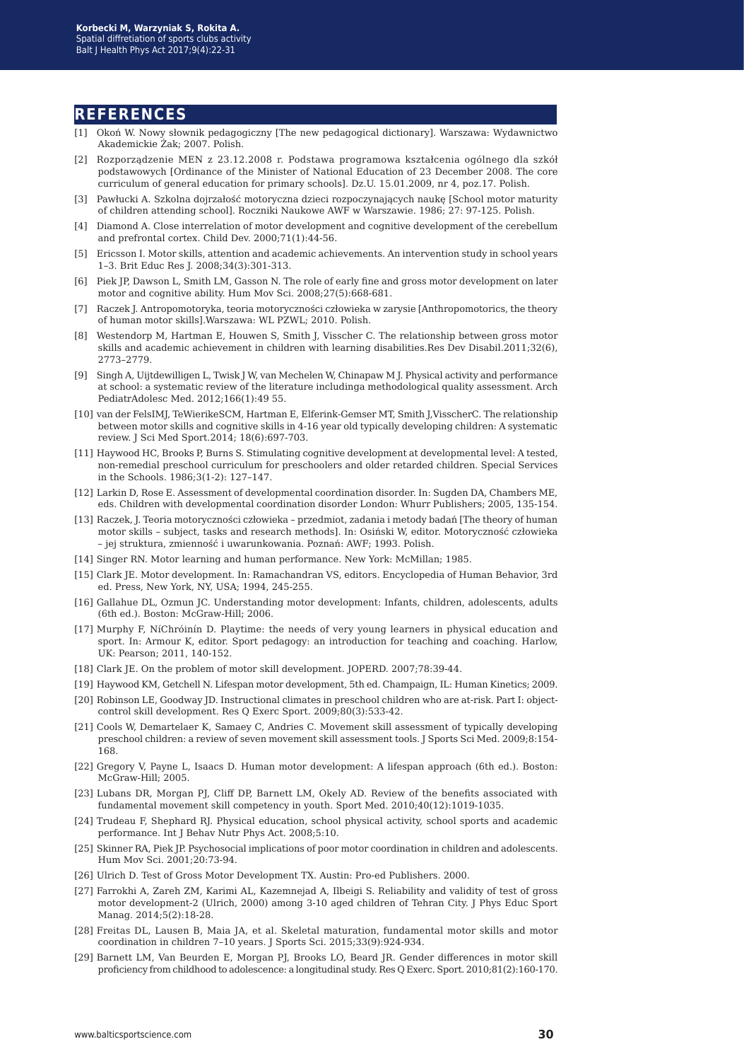## REFERENCES

[1] Okoń W. Nowy słownik pedagogiczny [The new pedagogical dictionary]. Warszawa: Wydawnictwo Akademickie Żak; 2007. Polish.

[2] Rozporządzenie MEN z 23.12.2008 r. Podstawa programowa kształcenia ogólnego dla szkół podstawowych [Ordinance of the Minister of National Education of 23 December 2008. The core curriculum of general education for primary schools]. Dz.U. 15.01.2009, nr 4, poz.17. Polish.

[3] Pawłucki A. Szkolna dojrzałość motoryczna dzieci rozpoczynających naukę [School motor maturity of children attending school]. Roczniki Naukowe AWF w Warszawie. 1986; 27: 97-125. Polish.

[4] Diamond A. Close interrelation of motor development and cognitive development of the cerebellum and prefrontal cortex. Child Dev. 2000;71(1):44-56.

[5] Ericsson I. Motor skills, attention and academic achievements. An intervention study in school years 1–3. Brit Educ Res J. 2008;34(3):301-313.

[6] Piek JP, Dawson L, Smith LM, Gasson N. The role of early fine and gross motor development on later motor and cognitive ability. Hum Mov Sci. 2008;27(5):668-681.

[7] Raczek J. Antropomotoryka, teoria motoryczności człowieka w zarysie [Anthropomotorics, the theory of human motor skills].Warszawa: WL PZWL; 2010. Polish.

[8] Westendorp M, Hartman E, Houwen S, Smith J, Visscher C. The relationship between gross motor skills and academic achievement in children with learning disabilities.Res Dev Disabil.2011;32(6), 2773–2779.

[9] Singh A, Uijtdewilligen L, Twisk J W, van Mechelen W, Chinapaw M J. Physical activity and performance at school: a systematic review of the literature includinga methodological quality assessment. Arch PediatrAdolesc Med. 2012;166(1):49 55.

[10] van der FelsIMJ, TeWierikeSCM, Hartman E, Elferink-Gemser MT, Smith J,VisscherC. The relationship between motor skills and cognitive skills in 4-16 year old typically developing children: A systematic review. J Sci Med Sport.2014; 18(6):697-703.

[11] Haywood HC, Brooks P, Burns S. Stimulating cognitive development at developmental level: A tested, non-remedial preschool curriculum for preschoolers and older retarded children. Special Services in the Schools. 1986;3(1-2): 127–147.

[12] Larkin D, Rose E. Assessment of developmental coordination disorder. In: Sugden DA, Chambers ME, eds. Children with developmental coordination disorder London: Whurr Publishers; 2005, 135-154.

[13] Raczek, J. Teoria motoryczności człowieka – przedmiot, zadania i metody badań [The theory of human motor skills – subject, tasks and research methods]. In: Osiński W, editor. Motoryczność człowieka – jej struktura, zmienność i uwarunkowania. Poznań: AWF; 1993. Polish.

[14] Singer RN. Motor learning and human performance. New York: McMillan; 1985.

[15] Clark JE. Motor development. In: Ramachandran VS, editors. Encyclopedia of Human Behavior, 3rd ed. Press, New York, NY, USA; 1994, 245-255.

[16] Gallahue DL, Ozmun JC. Understanding motor development: Infants, children, adolescents, adults (6th ed.). Boston: McGraw-Hill; 2006.

[17] Murphy F, NíChróinín D. Playtime: the needs of very young learners in physical education and sport. In: Armour K, editor. Sport pedagogy: an introduction for teaching and coaching. Harlow, UK: Pearson; 2011, 140-152.

[18] Clark JE. On the problem of motor skill development. JOPERD. 2007;78:39-44.

[19] Haywood KM, Getchell N. Lifespan motor development, 5th ed. Champaign, IL: Human Kinetics; 2009.

[20] Robinson LE, Goodway JD. Instructional climates in preschool children who are at-risk. Part I: object-control skill development. Res Q Exerc Sport. 2009;80(3):533-42.

[21] Cools W, Demartelaer K, Samaey C, Andries C. Movement skill assessment of typically developing preschool children: a review of seven movement skill assessment tools. J Sports Sci Med. 2009;8:154-168.

[22] Gregory V, Payne L, Isaacs D. Human motor development: A lifespan approach (6th ed.). Boston: McGraw-Hill; 2005.

[23] Lubans DR, Morgan PJ, Cliff DP, Barnett LM, Okely AD. Review of the benefits associated with fundamental movement skill competency in youth. Sport Med. 2010;40(12):1019-1035.

[24] Trudeau F, Shephard RJ. Physical education, school physical activity, school sports and academic performance. Int J Behav Nutr Phys Act. 2008;5:10.

[25] Skinner RA, Piek JP. Psychosocial implications of poor motor coordination in children and adolescents. Hum Mov Sci. 2001;20:73-94.

[26] Ulrich D. Test of Gross Motor Development TX. Austin: Pro-ed Publishers. 2000.

[27] Farrokhi A, Zareh ZM, Karimi AL, Kazemnejad A, Ilbeigi S. Reliability and validity of test of gross motor development-2 (Ulrich, 2000) among 3-10 aged children of Tehran City. J Phys Educ Sport Manag. 2014;5(2):18-28.

[28] Freitas DL, Lausen B, Maia JA, et al. Skeletal maturation, fundamental motor skills and motor coordination in children 7–10 years. J Sports Sci. 2015;33(9):924-934.

[29] Barnett LM, Van Beurden E, Morgan PJ, Brooks LO, Beard JR. Gender differences in motor skill proficiency from childhood to adolescence: a longitudinal study. Res Q Exerc. Sport. 2010;81(2):160-170.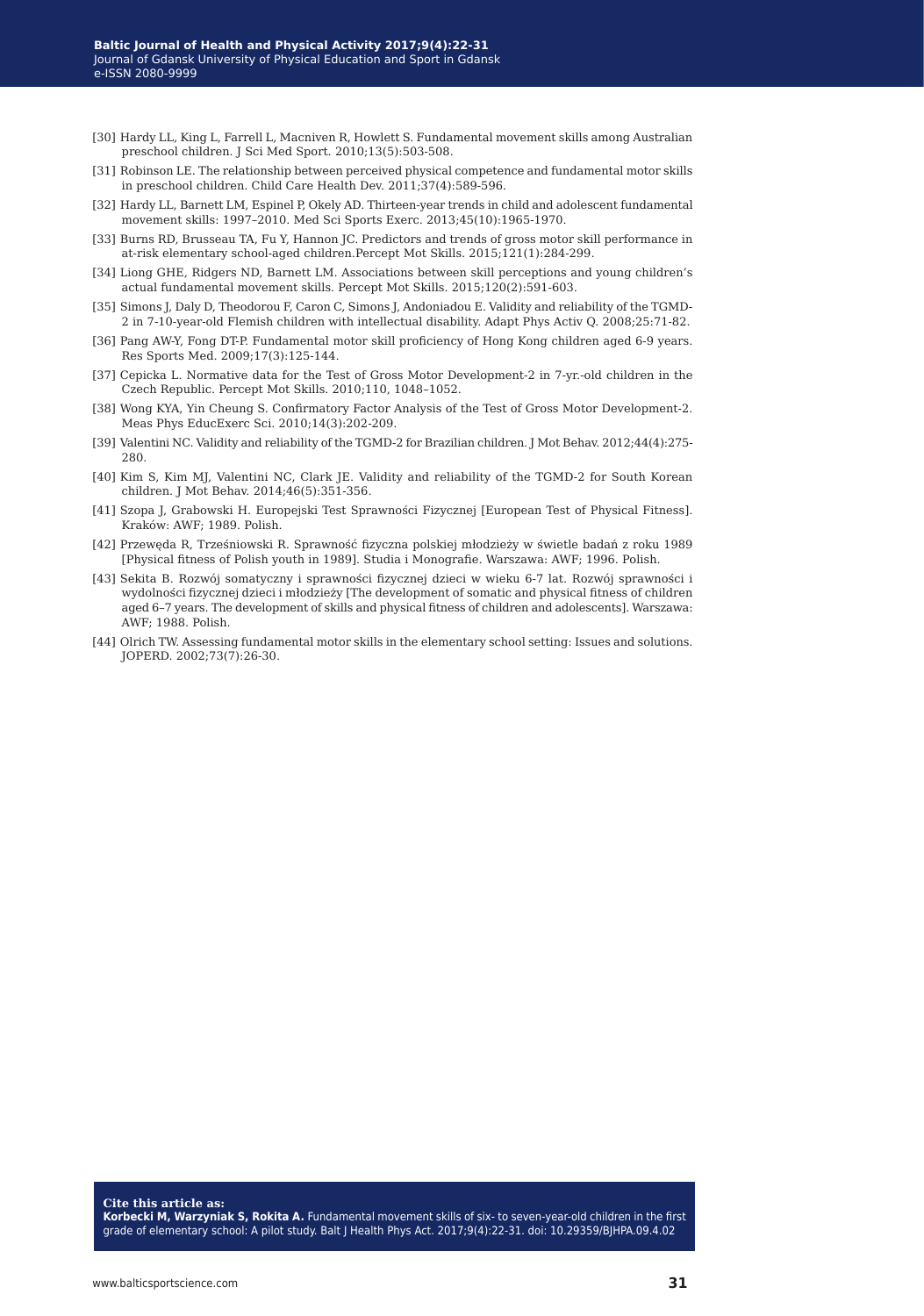[30] Hardy LL, King L, Farrell L, Macniven R, Howlett S. Fundamental movement skills among Australian preschool children. J Sci Med Sport. 2010;13(5):503-508.

[31] Robinson LE. The relationship between perceived physical competence and fundamental motor skills in preschool children. Child Care Health Dev. 2011;37(4):589-596.

[32] Hardy LL, Barnett LM, Espinel P, Okely AD. Thirteen-year trends in child and adolescent fundamental movement skills: 1997–2010. Med Sci Sports Exerc. 2013;45(10):1965-1970.

[33] Burns RD, Brusseau TA, Fu Y, Hannon JC. Predictors and trends of gross motor skill performance in at-risk elementary school-aged children.Percept Mot Skills. 2015;121(1):284-299.

[34] Liong GHE, Ridgers ND, Barnett LM. Associations between skill perceptions and young children's actual fundamental movement skills. Percept Mot Skills. 2015;120(2):591-603.

[35] Simons J, Daly D, Theodorou F, Caron C, Simons J, Andoniadou E. Validity and reliability of the TGMD-2 in 7-10-year-old Flemish children with intellectual disability. Adapt Phys Activ Q. 2008;25:71-82.

[36] Pang AW-Y, Fong DT-P. Fundamental motor skill proficiency of Hong Kong children aged 6-9 years. Res Sports Med. 2009;17(3):125-144.

[37] Cepicka L. Normative data for the Test of Gross Motor Development-2 in 7-yr.-old children in the Czech Republic. Percept Mot Skills. 2010;110, 1048–1052.

[38] Wong KYA, Yin Cheung S. Confirmatory Factor Analysis of the Test of Gross Motor Development-2. Meas Phys EducExerc Sci. 2010;14(3):202-209.

[39] Valentini NC. Validity and reliability of the TGMD-2 for Brazilian children. J Mot Behav. 2012;44(4):275-280.

[40] Kim S, Kim MJ, Valentini NC, Clark JE. Validity and reliability of the TGMD-2 for South Korean children. J Mot Behav. 2014;46(5):351-356.

[41] Szopa J, Grabowski H. Europejski Test Sprawności Fizycznej [European Test of Physical Fitness]. Kraków: AWF; 1989. Polish.

[42] Przewęda R, Trześniowski R. Sprawność fizyczna polskiej młodzieży w świetle badań z roku 1989 [Physical fitness of Polish youth in 1989]. Studia i Monografie. Warszawa: AWF; 1996. Polish.

[43] Sekita B. Rozwój somatyczny i sprawności fizycznej dzieci w wieku 6-7 lat. Rozwój sprawności i wydolności fizycznej dzieci i młodzieży [The development of somatic and physical fitness of children aged 6–7 years. The development of skills and physical fitness of children and adolescents]. Warszawa: AWF; 1988. Polish.

[44] Olrich TW. Assessing fundamental motor skills in the elementary school setting: Issues and solutions. JOPERD. 2002;73(7):26-30.

**Cite this article as:**
**Korbecki M, Warzyniak S, Rokita A.** Fundamental movement skills of six- to seven-year-old children in the first grade of elementary school: A pilot study. Balt J Health Phys Act. 2017;9(4):22-31. doi: 10.29359/BJHPA.09.4.02